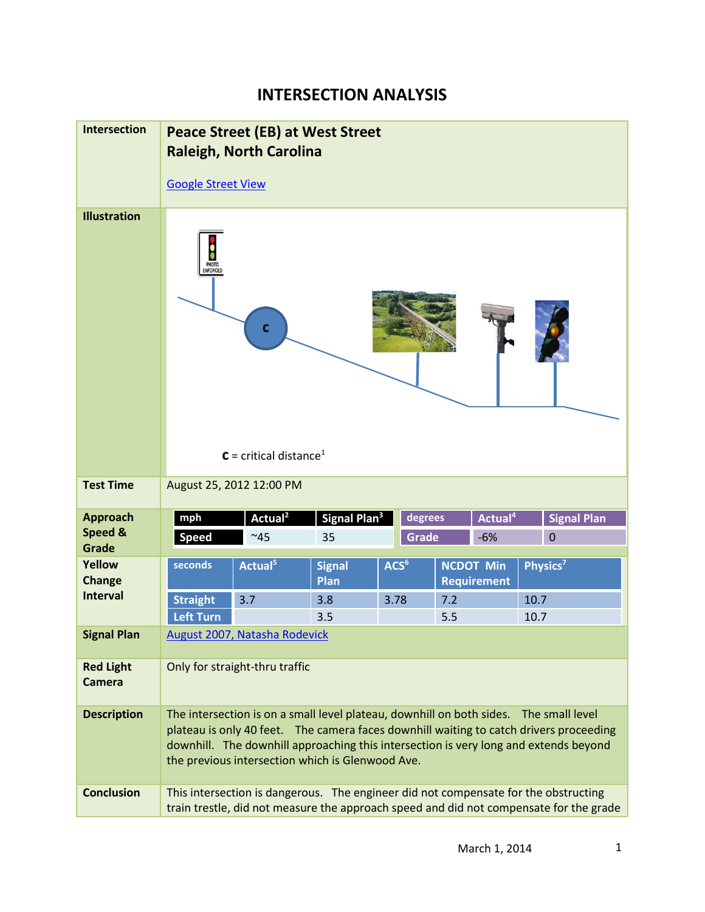# INTERSECTION ANALYSIS

| | |
|---|---|
| **Intersection** | **Peace Street (EB) at West Street**<br>**Raleigh, North Carolina**<br><br>Google Street View |
| **Illustration** | PHOTO ENFORCED<br>C<br>**C** = critical distance[1] |
| **Test Time** | August 25, 2012 12:00 PM |
| **Approach Speed & Grade** | see below |
| **Yellow Change Interval** | see below |
| **Signal Plan** | August 2007, Natasha Rodevick |
| **Red Light Camera** | Only for straight-thru traffic |
| **Description** | The intersection is on a small level plateau, downhill on both sides. The small level plateau is only 40 feet. The camera faces downhill waiting to catch drivers proceeding downhill. The downhill approaching this intersection is very long and extends beyond the previous intersection which is Glenwood Ave. |
| **Conclusion** | This intersection is dangerous. The engineer did not compensate for the obstructing train trestle, did not measure the approach speed and did not compensate for the grade |

**Approach Speed & Grade**

| mph | Actual[2] | Signal Plan[3] |
|---|---|---|
| Speed | ~45 | 35 |

| degrees | Actual[4] | Signal Plan |
|---|---|---|
| Grade | -6% | 0 |

**Yellow Change Interval**

| seconds | Actual[5] | Signal Plan | ACS[6] | NCDOT Min Requirement | Physics[7] |
|---|---|---|---|---|---|
| Straight | 3.7 | 3.8 | 3.78 | 7.2 | 10.7 |
| Left Turn | | 3.5 | | 5.5 | 10.7 |

March 1, 2014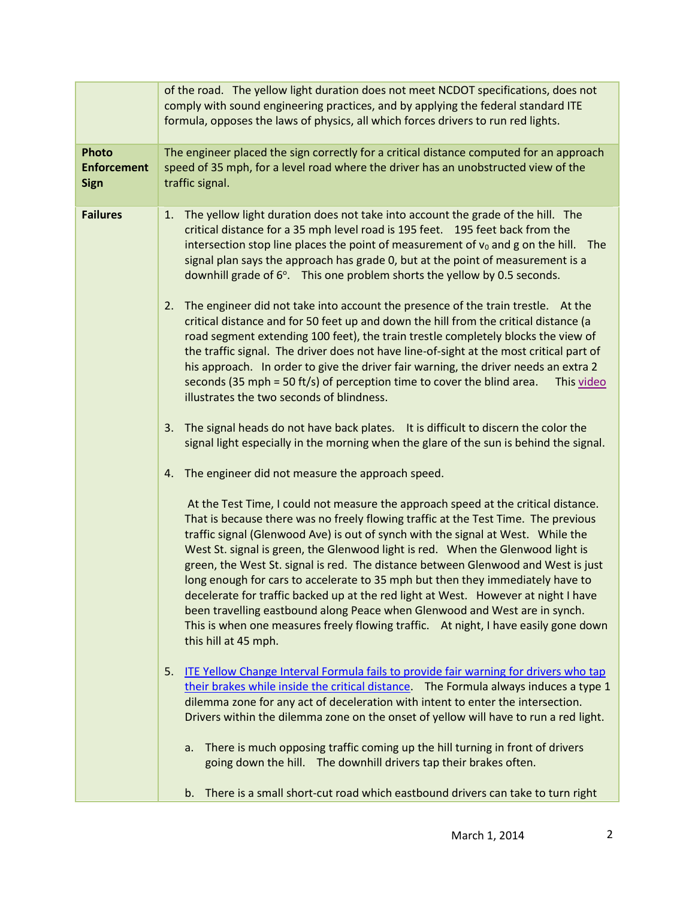| | |
|---|---|
| | of the road. The yellow light duration does not meet NCDOT specifications, does not comply with sound engineering practices, and by applying the federal standard ITE formula, opposes the laws of physics, all which forces drivers to run red lights. |
| **Photo Enforcement Sign** | The engineer placed the sign correctly for a critical distance computed for an approach speed of 35 mph, for a level road where the driver has an unobstructed view of the traffic signal. |
| **Failures** | 1. The yellow light duration does not take into account the grade of the hill. The critical distance for a 35 mph level road is 195 feet. 195 feet back from the intersection stop line places the point of measurement of $v_0$ and g on the hill. The signal plan says the approach has grade 0, but at the point of measurement is a downhill grade of $6^o$. This one problem shorts the yellow by 0.5 seconds.<br><br>2. The engineer did not take into account the presence of the train trestle. At the critical distance and for 50 feet up and down the hill from the critical distance (a road segment extending 100 feet), the train trestle completely blocks the view of the traffic signal. The driver does not have line-of-sight at the most critical part of his approach. In order to give the driver fair warning, the driver needs an extra 2 seconds (35 mph = 50 ft/s) of perception time to cover the blind area. This video illustrates the two seconds of blindness.<br><br>3. The signal heads do not have back plates. It is difficult to discern the color the signal light especially in the morning when the glare of the sun is behind the signal.<br><br>4. The engineer did not measure the approach speed.<br><br>At the Test Time, I could not measure the approach speed at the critical distance. That is because there was no freely flowing traffic at the Test Time. The previous traffic signal (Glenwood Ave) is out of synch with the signal at West. While the West St. signal is green, the Glenwood light is red. When the Glenwood light is green, the West St. signal is red. The distance between Glenwood and West is just long enough for cars to accelerate to 35 mph but then they immediately have to decelerate for traffic backed up at the red light at West. However at night I have been travelling eastbound along Peace when Glenwood and West are in synch. This is when one measures freely flowing traffic. At night, I have easily gone down this hill at 45 mph.<br><br>5. ITE Yellow Change Interval Formula fails to provide fair warning for drivers who tap their brakes while inside the critical distance. The Formula always induces a type 1 dilemma zone for any act of deceleration with intent to enter the intersection. Drivers within the dilemma zone on the onset of yellow will have to run a red light.<br><br>a. There is much opposing traffic coming up the hill turning in front of drivers going down the hill. The downhill drivers tap their brakes often.<br><br>b. There is a small short-cut road which eastbound drivers can take to turn right |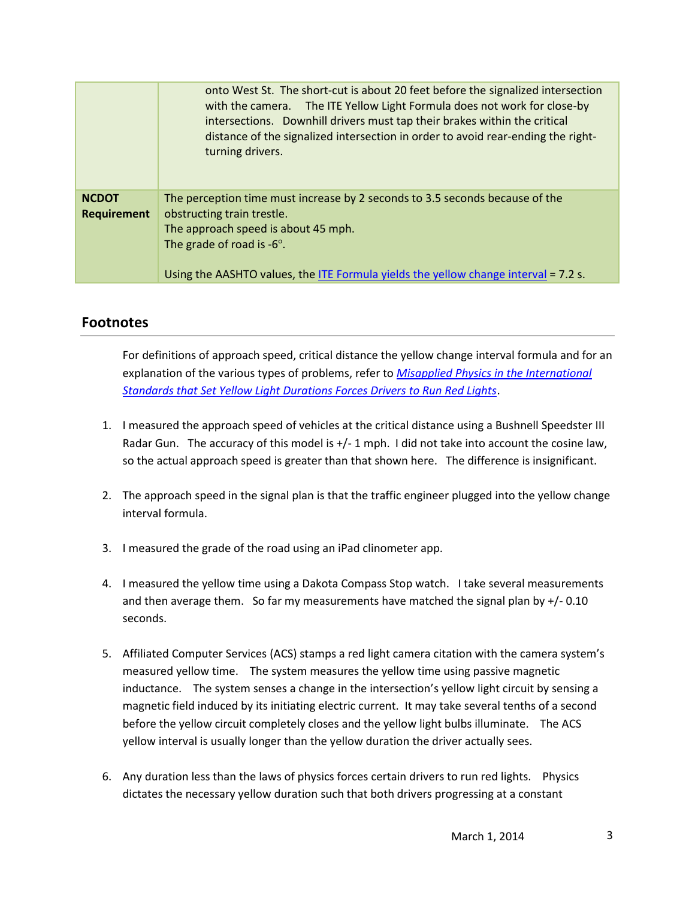| | |
|---|---|
| | onto West St. The short-cut is about 20 feet before the signalized intersection with the camera. The ITE Yellow Light Formula does not work for close-by intersections. Downhill drivers must tap their brakes within the critical distance of the signalized intersection in order to avoid rear-ending the right-turning drivers. |
| **NCDOT Requirement** | The perception time must increase by 2 seconds to 3.5 seconds because of the obstructing train trestle.<br>The approach speed is about 45 mph.<br>The grade of road is -6°.<br><br>Using the AASHTO values, the [ITE Formula yields the yellow change interval]() = 7.2 s. |

## Footnotes

For definitions of approach speed, critical distance the yellow change interval formula and for an explanation of the various types of problems, refer to [*Misapplied Physics in the International Standards that Set Yellow Light Durations Forces Drivers to Run Red Lights*]().

1. I measured the approach speed of vehicles at the critical distance using a Bushnell Speedster III Radar Gun. The accuracy of this model is +/- 1 mph. I did not take into account the cosine law, so the actual approach speed is greater than that shown here. The difference is insignificant.

2. The approach speed in the signal plan is that the traffic engineer plugged into the yellow change interval formula.

3. I measured the grade of the road using an iPad clinometer app.

4. I measured the yellow time using a Dakota Compass Stop watch. I take several measurements and then average them. So far my measurements have matched the signal plan by +/- 0.10 seconds.

5. Affiliated Computer Services (ACS) stamps a red light camera citation with the camera system's measured yellow time. The system measures the yellow time using passive magnetic inductance. The system senses a change in the intersection's yellow light circuit by sensing a magnetic field induced by its initiating electric current. It may take several tenths of a second before the yellow circuit completely closes and the yellow light bulbs illuminate. The ACS yellow interval is usually longer than the yellow duration the driver actually sees.

6. Any duration less than the laws of physics forces certain drivers to run red lights. Physics dictates the necessary yellow duration such that both drivers progressing at a constant

March 1, 2014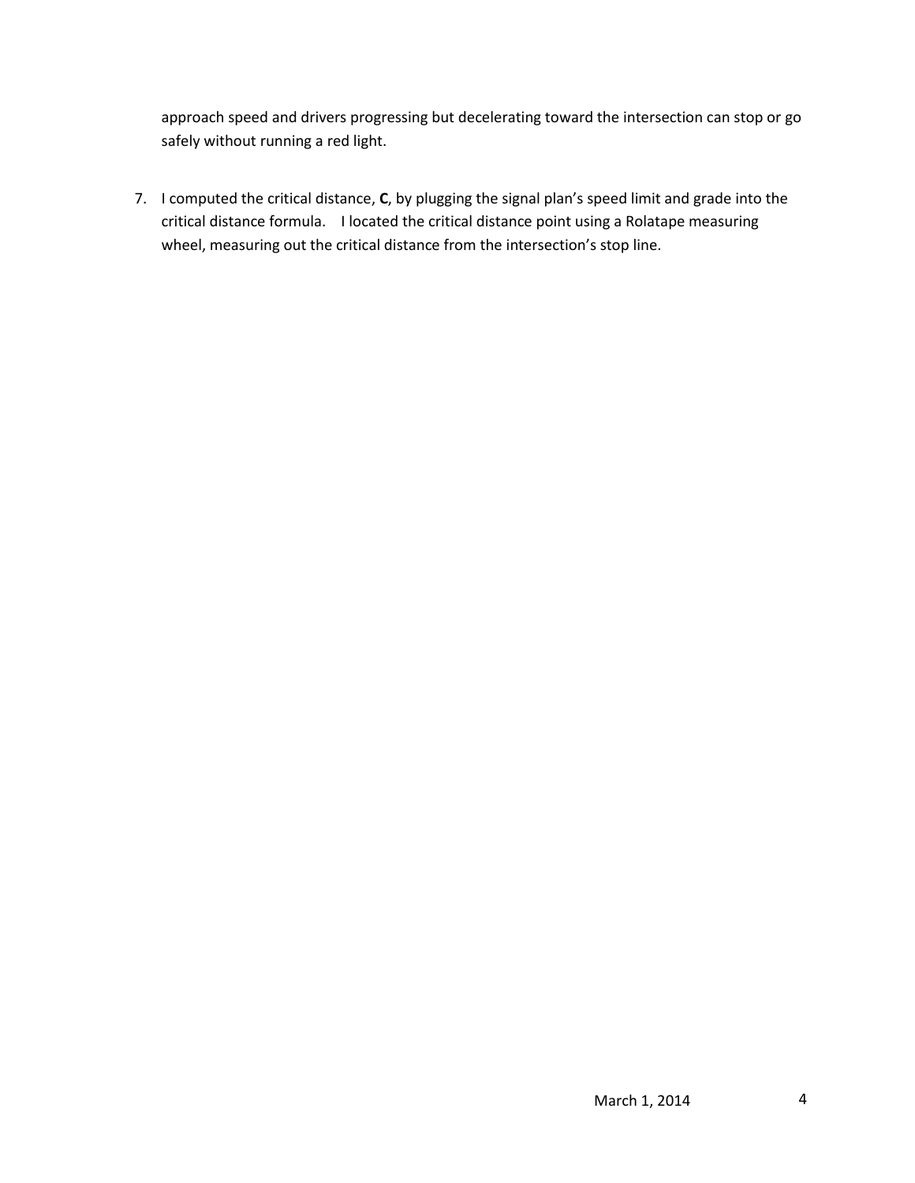approach speed and drivers progressing but decelerating toward the intersection can stop or go safely without running a red light.

7. I computed the critical distance, **C**, by plugging the signal plan's speed limit and grade into the critical distance formula. I located the critical distance point using a Rolatape measuring wheel, measuring out the critical distance from the intersection's stop line.